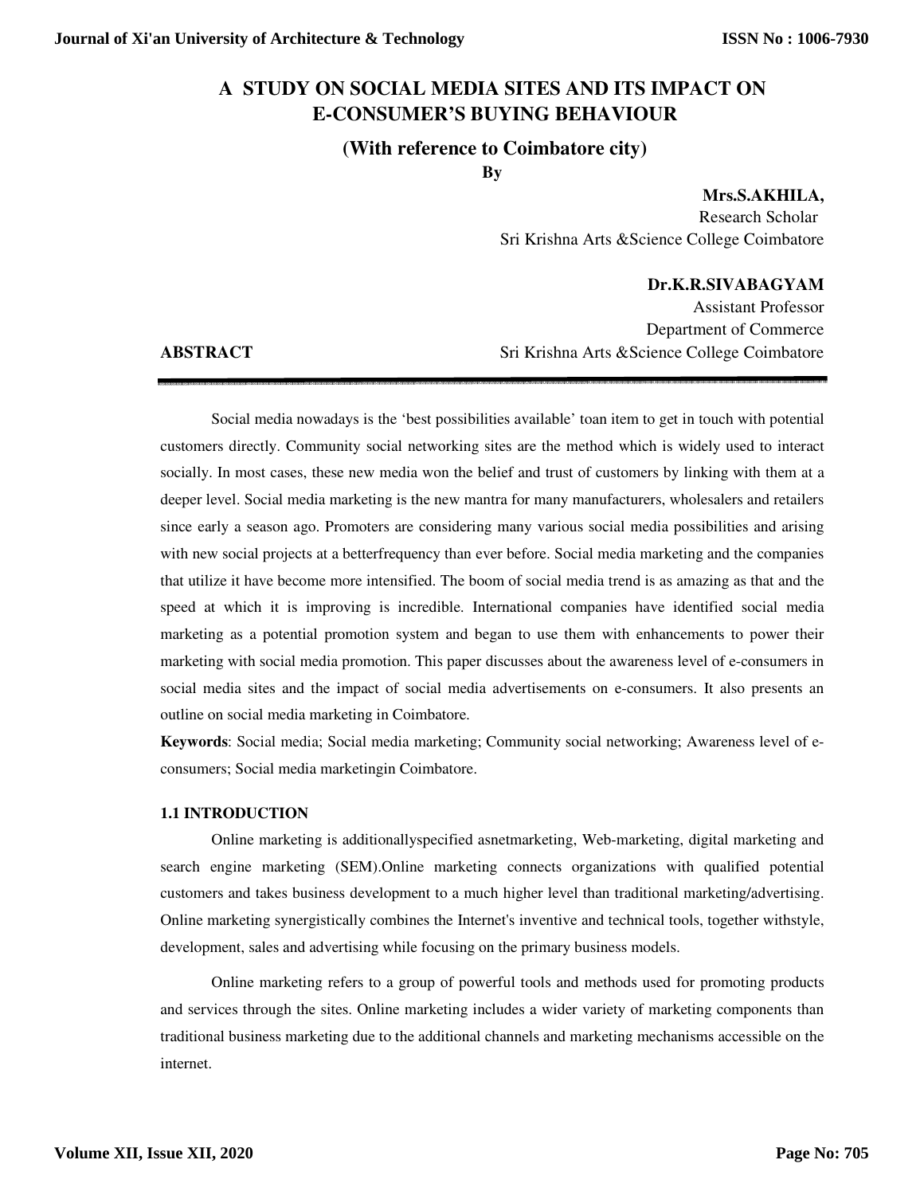# A STUDY ON SOCIAL MEDIA SITES AND ITS IMPACT ON E-CONSUMER'S BUYING BEHAVIOUR

## (With reference to Coimbatore city)

By

**Mrs.S.AKHILA,**
Research Scholar
Sri Krishna Arts &Science College Coimbatore

**Dr.K.R.SIVABAGYAM**
Assistant Professor
Department of Commerce
Sri Krishna Arts &Science College Coimbatore

**ABSTRACT**

Social media nowadays is the 'best possibilities available' toan item to get in touch with potential customers directly. Community social networking sites are the method which is widely used to interact socially. In most cases, these new media won the belief and trust of customers by linking with them at a deeper level. Social media marketing is the new mantra for many manufacturers, wholesalers and retailers since early a season ago. Promoters are considering many various social media possibilities and arising with new social projects at a betterfrequency than ever before. Social media marketing and the companies that utilize it have become more intensified. The boom of social media trend is as amazing as that and the speed at which it is improving is incredible. International companies have identified social media marketing as a potential promotion system and began to use them with enhancements to power their marketing with social media promotion. This paper discusses about the awareness level of e-consumers in social media sites and the impact of social media advertisements on e-consumers. It also presents an outline on social media marketing in Coimbatore.

**Keywords**: Social media; Social media marketing; Community social networking; Awareness level of e-consumers; Social media marketingin Coimbatore.

### 1.1 INTRODUCTION

Online marketing is additionallyspecified asnetmarketing, Web-marketing, digital marketing and search engine marketing (SEM).Online marketing connects organizations with qualified potential customers and takes business development to a much higher level than traditional marketing/advertising. Online marketing synergistically combines the Internet's inventive and technical tools, together withstyle, development, sales and advertising while focusing on the primary business models.

Online marketing refers to a group of powerful tools and methods used for promoting products and services through the sites. Online marketing includes a wider variety of marketing components than traditional business marketing due to the additional channels and marketing mechanisms accessible on the internet.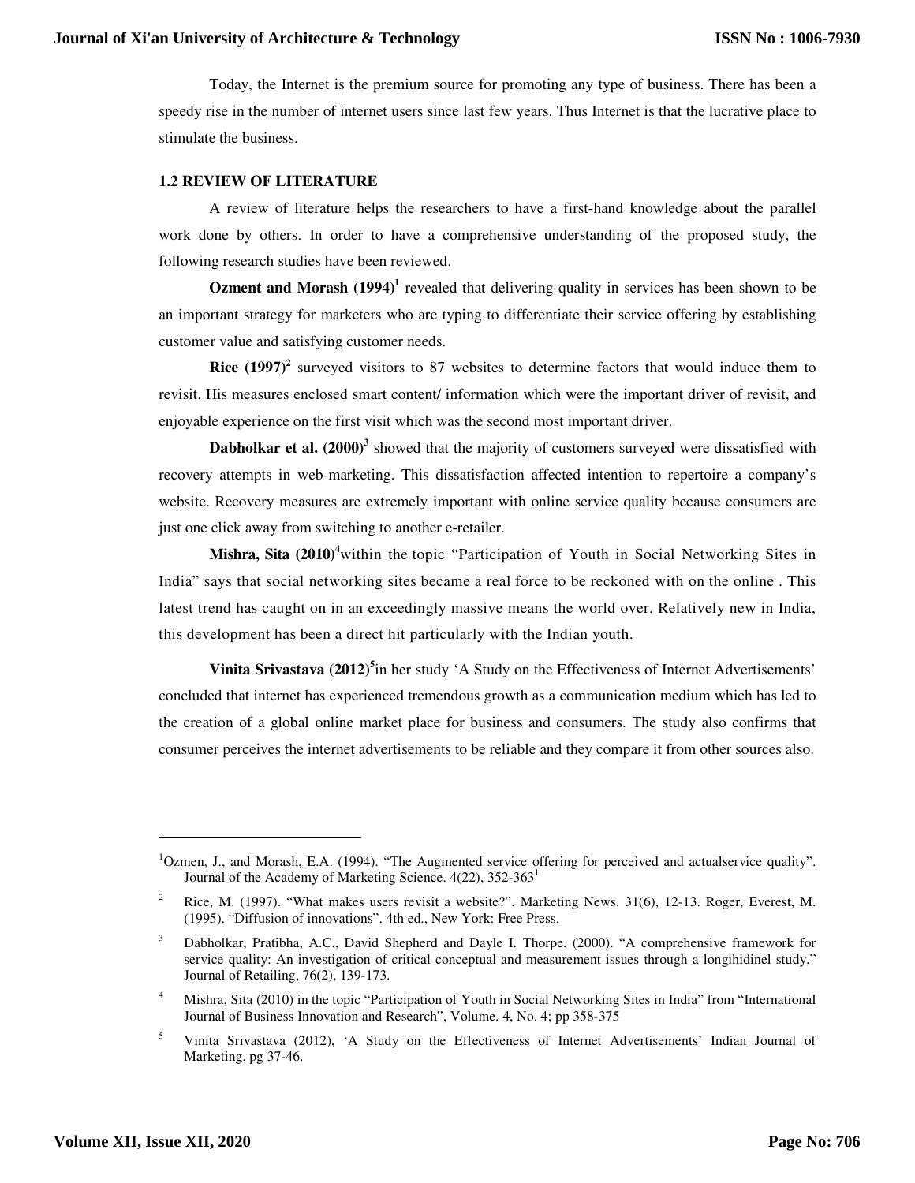Today, the Internet is the premium source for promoting any type of business. There has been a speedy rise in the number of internet users since last few years. Thus Internet is that the lucrative place to stimulate the business.

### 1.2 REVIEW OF LITERATURE

A review of literature helps the researchers to have a first-hand knowledge about the parallel work done by others. In order to have a comprehensive understanding of the proposed study, the following research studies have been reviewed.

**Ozment and Morash (1994)**[1] revealed that delivering quality in services has been shown to be an important strategy for marketers who are typing to differentiate their service offering by establishing customer value and satisfying customer needs.

**Rice (1997)**[2] surveyed visitors to 87 websites to determine factors that would induce them to revisit. His measures enclosed smart content/ information which were the important driver of revisit, and enjoyable experience on the first visit which was the second most important driver.

**Dabholkar et al. (2000)**[3] showed that the majority of customers surveyed were dissatisfied with recovery attempts in web-marketing. This dissatisfaction affected intention to repertoire a company's website. Recovery measures are extremely important with online service quality because consumers are just one click away from switching to another e-retailer.

**Mishra, Sita (2010)**[4]within the topic "Participation of Youth in Social Networking Sites in India" says that social networking sites became a real force to be reckoned with on the online . This latest trend has caught on in an exceedingly massive means the world over. Relatively new in India, this development has been a direct hit particularly with the Indian youth.

**Vinita Srivastava (2012)**[5]in her study 'A Study on the Effectiveness of Internet Advertisements' concluded that internet has experienced tremendous growth as a communication medium which has led to the creation of a global online market place for business and consumers. The study also confirms that consumer perceives the internet advertisements to be reliable and they compare it from other sources also.

---

[1]Ozmen, J., and Morash, E.A. (1994). "The Augmented service offering for perceived and actualservice quality". Journal of the Academy of Marketing Science. 4(22), 352-363[1]

[2] Rice, M. (1997). "What makes users revisit a website?". Marketing News. 31(6), 12-13. Roger, Everest, M. (1995). "Diffusion of innovations". 4th ed., New York: Free Press.

[3] Dabholkar, Pratibha, A.C., David Shepherd and Dayle I. Thorpe. (2000). "A comprehensive framework for service quality: An investigation of critical conceptual and measurement issues through a longihidinel study," Journal of Retailing, 76(2), 139-173.

[4] Mishra, Sita (2010) in the topic "Participation of Youth in Social Networking Sites in India" from "International Journal of Business Innovation and Research", Volume. 4, No. 4; pp 358-375

[5] Vinita Srivastava (2012), 'A Study on the Effectiveness of Internet Advertisements' Indian Journal of Marketing, pg 37-46.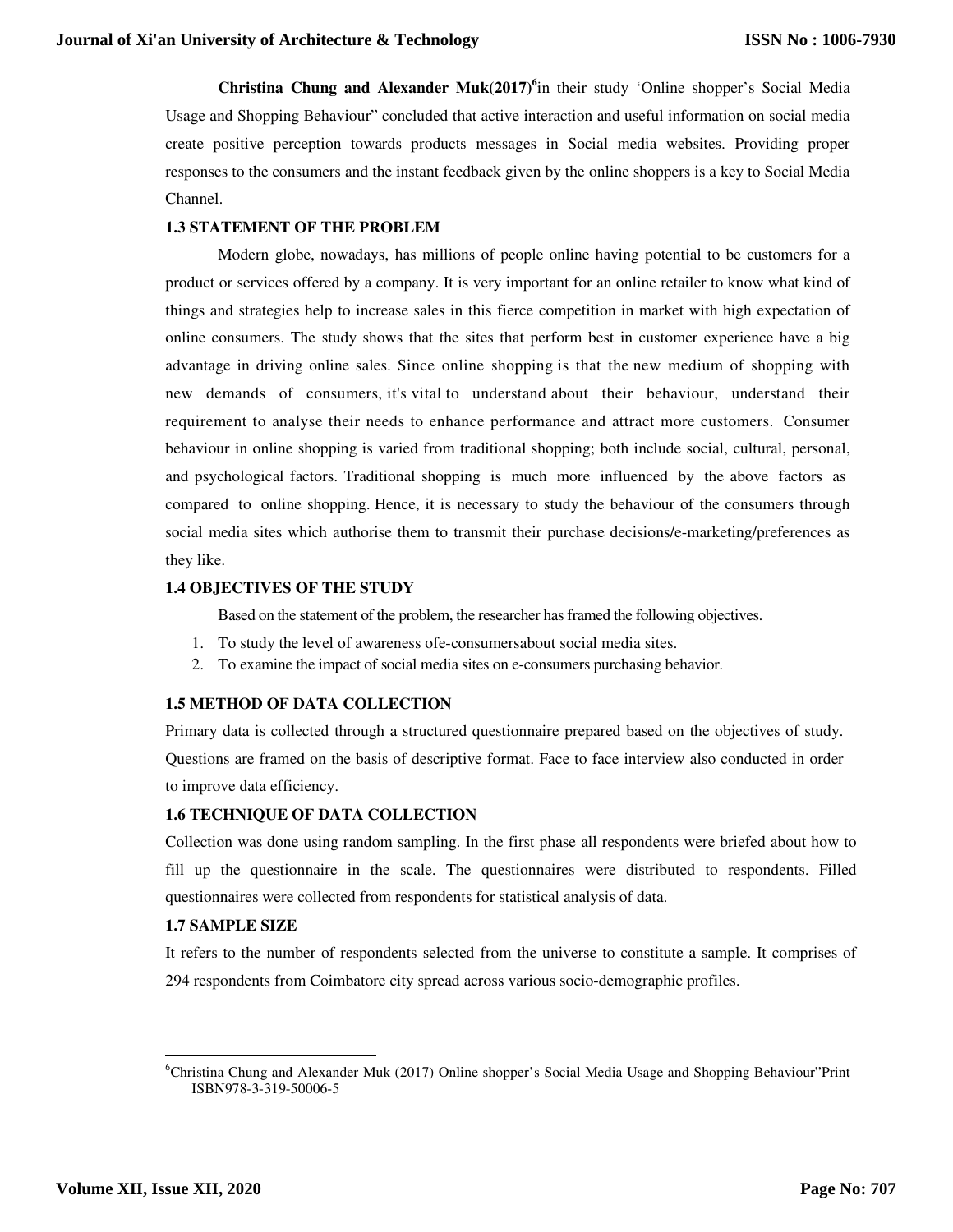**Christina Chung and Alexander Muk(2017)**[6] in their study 'Online shopper's Social Media Usage and Shopping Behaviour" concluded that active interaction and useful information on social media create positive perception towards products messages in Social media websites. Providing proper responses to the consumers and the instant feedback given by the online shoppers is a key to Social Media Channel.

### 1.3 STATEMENT OF THE PROBLEM

Modern globe, nowadays, has millions of people online having potential to be customers for a product or services offered by a company. It is very important for an online retailer to know what kind of things and strategies help to increase sales in this fierce competition in market with high expectation of online consumers. The study shows that the sites that perform best in customer experience have a big advantage in driving online sales. Since online shopping is that the new medium of shopping with new demands of consumers, it's vital to understand about their behaviour, understand their requirement to analyse their needs to enhance performance and attract more customers. Consumer behaviour in online shopping is varied from traditional shopping; both include social, cultural, personal, and psychological factors. Traditional shopping is much more influenced by the above factors as compared to online shopping. Hence, it is necessary to study the behaviour of the consumers through social media sites which authorise them to transmit their purchase decisions/e-marketing/preferences as they like.

### 1.4 OBJECTIVES OF THE STUDY

Based on the statement of the problem, the researcher has framed the following objectives.

1. To study the level of awareness ofe-consumersabout social media sites.
2. To examine the impact of social media sites on e-consumers purchasing behavior.

### 1.5 METHOD OF DATA COLLECTION

Primary data is collected through a structured questionnaire prepared based on the objectives of study. Questions are framed on the basis of descriptive format. Face to face interview also conducted in order to improve data efficiency.

### 1.6 TECHNIQUE OF DATA COLLECTION

Collection was done using random sampling. In the first phase all respondents were briefed about how to fill up the questionnaire in the scale. The questionnaires were distributed to respondents. Filled questionnaires were collected from respondents for statistical analysis of data.

### 1.7 SAMPLE SIZE

It refers to the number of respondents selected from the universe to constitute a sample. It comprises of 294 respondents from Coimbatore city spread across various socio-demographic profiles.

---

[6] Christina Chung and Alexander Muk (2017) Online shopper's Social Media Usage and Shopping Behaviour"Print ISBN978-3-319-50006-5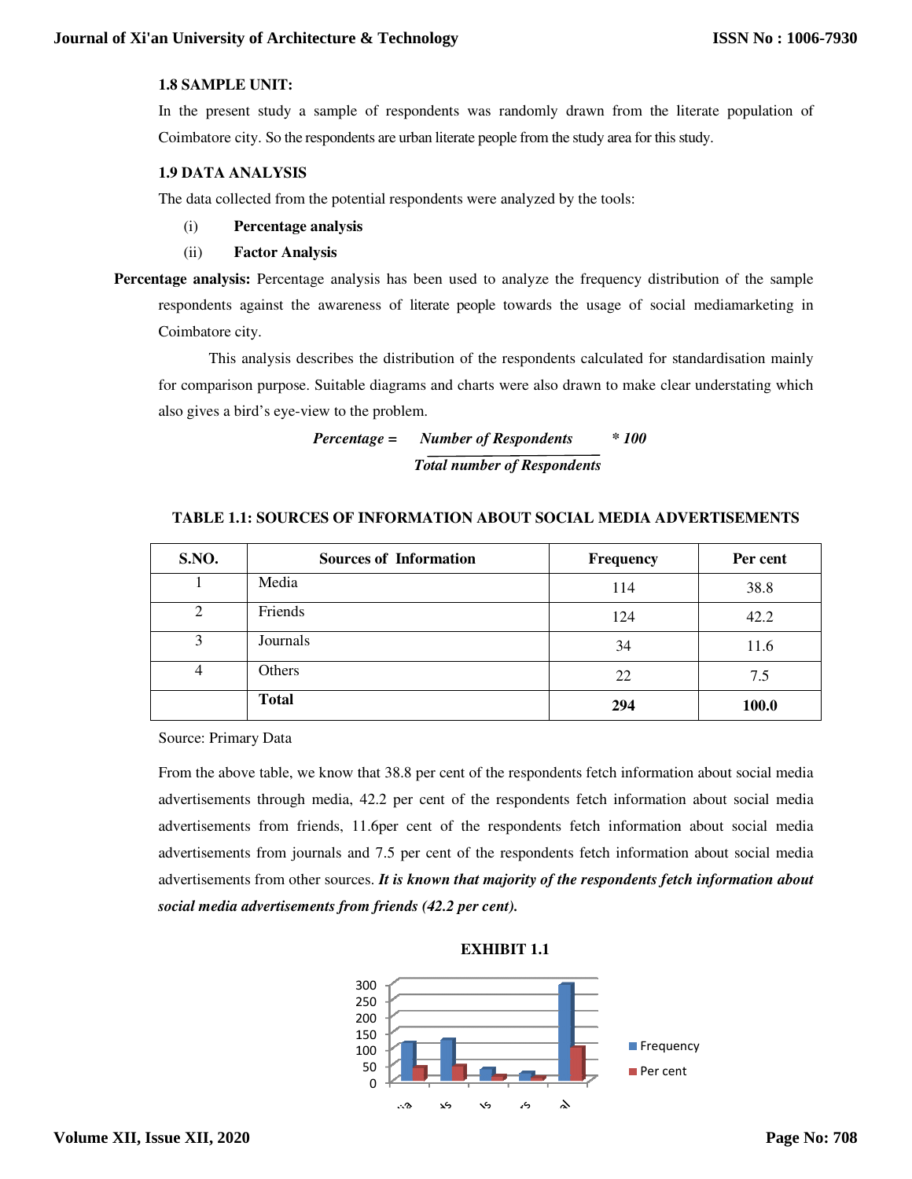### 1.8 SAMPLE UNIT:

In the present study a sample of respondents was randomly drawn from the literate population of Coimbatore city. So the respondents are urban literate people from the study area for this study.

### 1.9 DATA ANALYSIS

The data collected from the potential respondents were analyzed by the tools:

(i) **Percentage analysis**

(ii) **Factor Analysis**

**Percentage analysis:** Percentage analysis has been used to analyze the frequency distribution of the sample respondents against the awareness of literate people towards the usage of social mediamarketing in Coimbatore city.

This analysis describes the distribution of the respondents calculated for standardisation mainly for comparison purpose. Suitable diagrams and charts were also drawn to make clear understating which also gives a bird's eye-view to the problem.

$$\textit{Percentage} = \frac{\textit{Number of Respondents}}{\textit{Total number of Respondents}} * 100$$

**TABLE 1.1: SOURCES OF INFORMATION ABOUT SOCIAL MEDIA ADVERTISEMENTS**

| S.NO. | Sources of Information | Frequency | Per cent |
|---|---|---|---|
| 1 | Media | 114 | 38.8 |
| 2 | Friends | 124 | 42.2 |
| 3 | Journals | 34 | 11.6 |
| 4 | Others | 22 | 7.5 |
| | **Total** | **294** | **100.0** |

Source: Primary Data

From the above table, we know that 38.8 per cent of the respondents fetch information about social media advertisements through media, 42.2 per cent of the respondents fetch information about social media advertisements from friends, 11.6per cent of the respondents fetch information about social media advertisements from journals and 7.5 per cent of the respondents fetch information about social media advertisements from other sources. ***It is known that majority of the respondents fetch information about social media advertisements from friends (42.2 per cent).***

**EXHIBIT 1.1**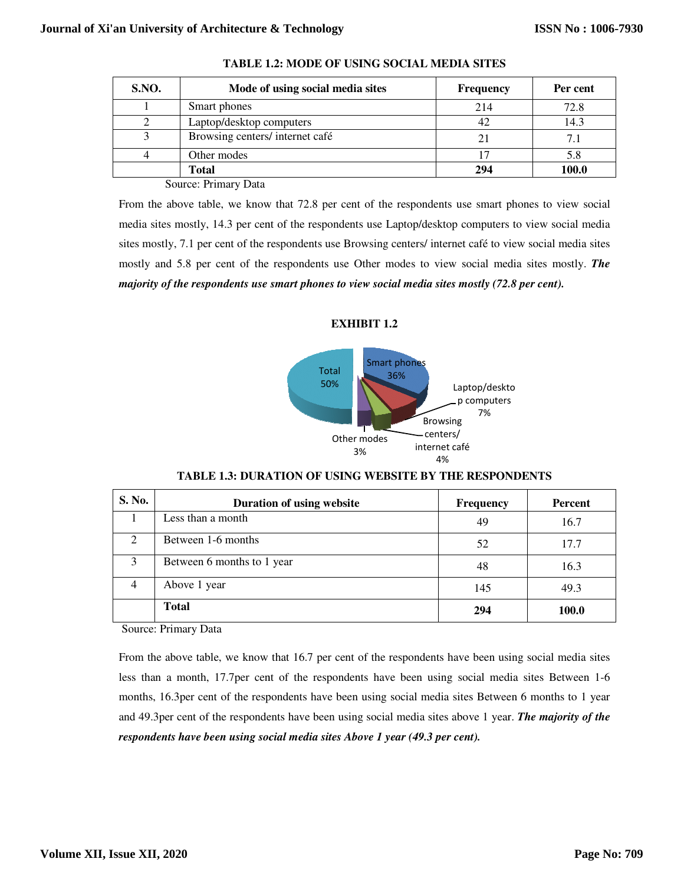**TABLE 1.2: MODE OF USING SOCIAL MEDIA SITES**

| S.NO. | Mode of using social media sites | Frequency | Per cent |
|---|---|---|---|
| 1 | Smart phones | 214 | 72.8 |
| 2 | Laptop/desktop computers | 42 | 14.3 |
| 3 | Browsing centers/ internet café | 21 | 7.1 |
| 4 | Other modes | 17 | 5.8 |
| | **Total** | **294** | **100.0** |

Source: Primary Data

From the above table, we know that 72.8 per cent of the respondents use smart phones to view social media sites mostly, 14.3 per cent of the respondents use Laptop/desktop computers to view social media sites mostly, 7.1 per cent of the respondents use Browsing centers/ internet café to view social media sites mostly and 5.8 per cent of the respondents use Other modes to view social media sites mostly. ***The majority of the respondents use smart phones to view social media sites mostly (72.8 per cent).***

**EXHIBIT 1.2**

Smart phones 36%; Laptop/desktop computers 7%; Browsing centers/ internet café 4%; Other modes 3%; Total 50%

**TABLE 1.3: DURATION OF USING WEBSITE BY THE RESPONDENTS**

| S. No. | Duration of using website | Frequency | Percent |
|---|---|---|---|
| 1 | Less than a month | 49 | 16.7 |
| 2 | Between 1-6 months | 52 | 17.7 |
| 3 | Between 6 months to 1 year | 48 | 16.3 |
| 4 | Above 1 year | 145 | 49.3 |
| | **Total** | **294** | **100.0** |

Source: Primary Data

From the above table, we know that 16.7 per cent of the respondents have been using social media sites less than a month, 17.7per cent of the respondents have been using social media sites Between 1-6 months, 16.3per cent of the respondents have been using social media sites Between 6 months to 1 year and 49.3per cent of the respondents have been using social media sites above 1 year. ***The majority of the respondents have been using social media sites Above 1 year (49.3 per cent).***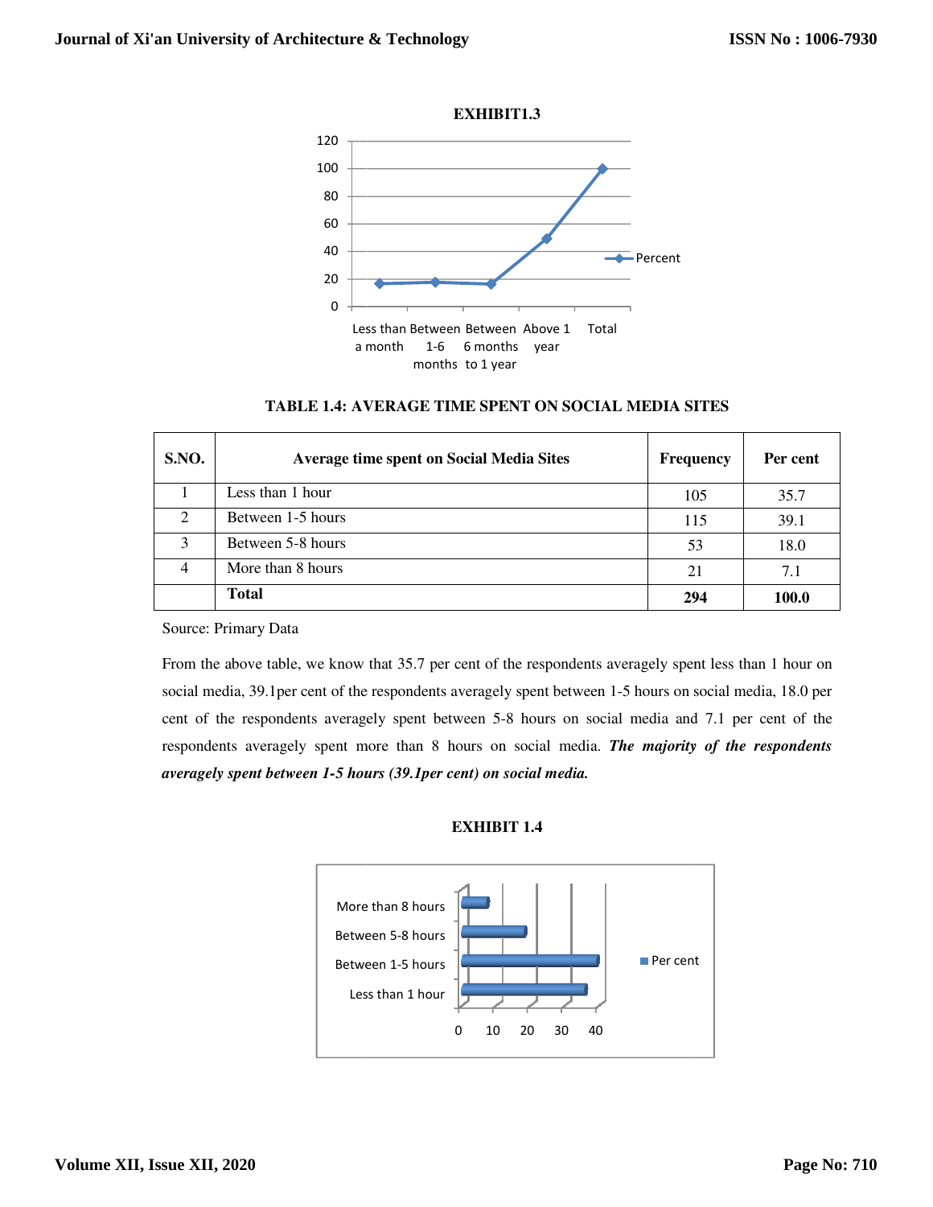**EXHIBIT1.3**

**TABLE 1.4: AVERAGE TIME SPENT ON SOCIAL MEDIA SITES**

| S.NO. | Average time spent on Social Media Sites | Frequency | Per cent |
|---|---|---|---|
| 1 | Less than 1 hour | 105 | 35.7 |
| 2 | Between 1-5 hours | 115 | 39.1 |
| 3 | Between 5-8 hours | 53 | 18.0 |
| 4 | More than 8 hours | 21 | 7.1 |
| | **Total** | **294** | **100.0** |

Source: Primary Data

From the above table, we know that 35.7 per cent of the respondents averagely spent less than 1 hour on social media, 39.1per cent of the respondents averagely spent between 1-5 hours on social media, 18.0 per cent of the respondents averagely spent between 5-8 hours on social media and 7.1 per cent of the respondents averagely spent more than 8 hours on social media. ***The majority of the respondents averagely spent between 1-5 hours (39.1per cent) on social media.***

**EXHIBIT 1.4**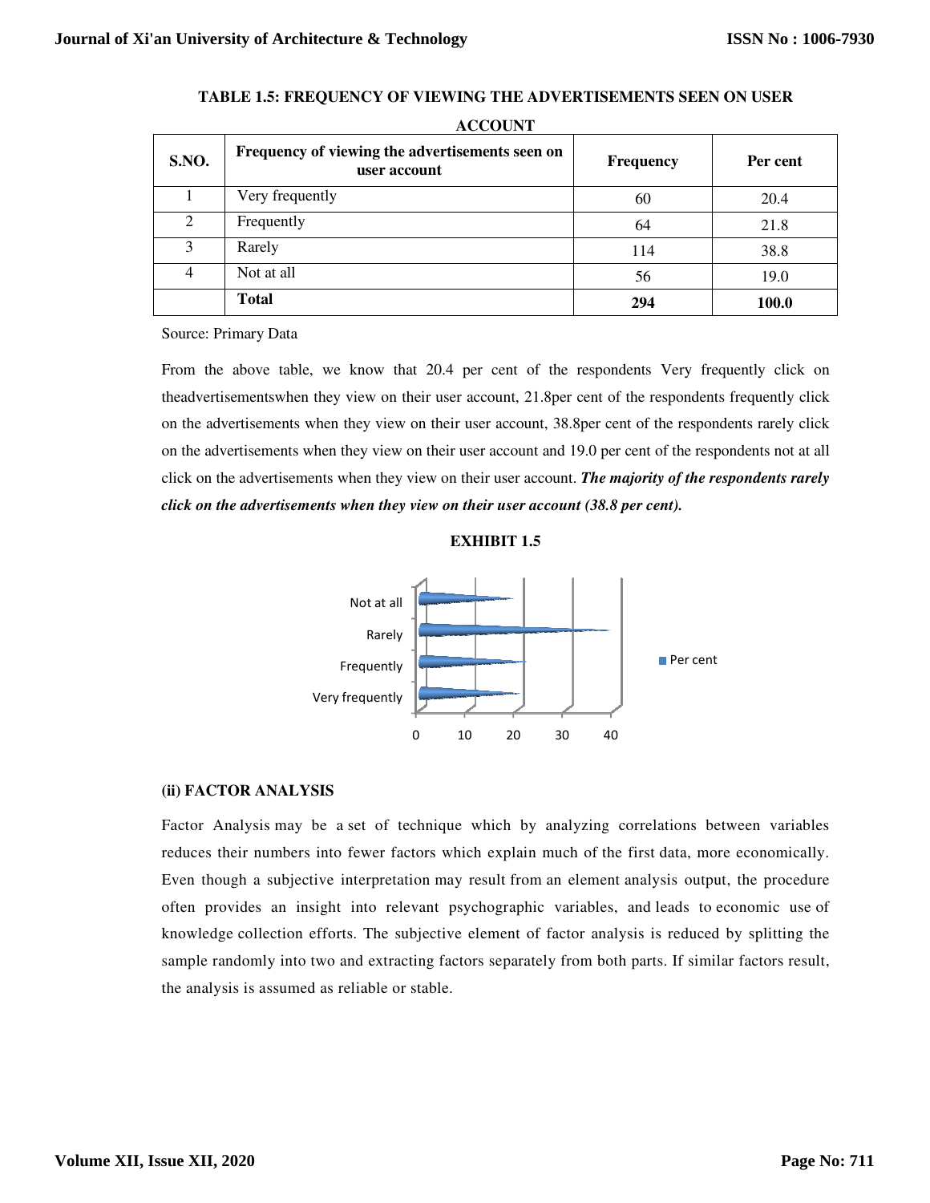**TABLE 1.5: FREQUENCY OF VIEWING THE ADVERTISEMENTS SEEN ON USER ACCOUNT**

| S.NO. | Frequency of viewing the advertisements seen on user account | Frequency | Per cent |
|---|---|---|---|
| 1 | Very frequently | 60 | 20.4 |
| 2 | Frequently | 64 | 21.8 |
| 3 | Rarely | 114 | 38.8 |
| 4 | Not at all | 56 | 19.0 |
| | **Total** | **294** | **100.0** |

Source: Primary Data

From the above table, we know that 20.4 per cent of the respondents Very frequently click on theadvertisementswhen they view on their user account, 21.8per cent of the respondents frequently click on the advertisements when they view on their user account, 38.8per cent of the respondents rarely click on the advertisements when they view on their user account and 19.0 per cent of the respondents not at all click on the advertisements when they view on their user account. ***The majority of the respondents rarely click on the advertisements when they view on their user account (38.8 per cent).***

**EXHIBIT 1.5**

Not at all
Rarely
Frequently
Very frequently

0 10 20 30 40

Per cent

### (ii) FACTOR ANALYSIS

Factor Analysis may be a set of technique which by analyzing correlations between variables reduces their numbers into fewer factors which explain much of the first data, more economically. Even though a subjective interpretation may result from an element analysis output, the procedure often provides an insight into relevant psychographic variables, and leads to economic use of knowledge collection efforts. The subjective element of factor analysis is reduced by splitting the sample randomly into two and extracting factors separately from both parts. If similar factors result, the analysis is assumed as reliable or stable.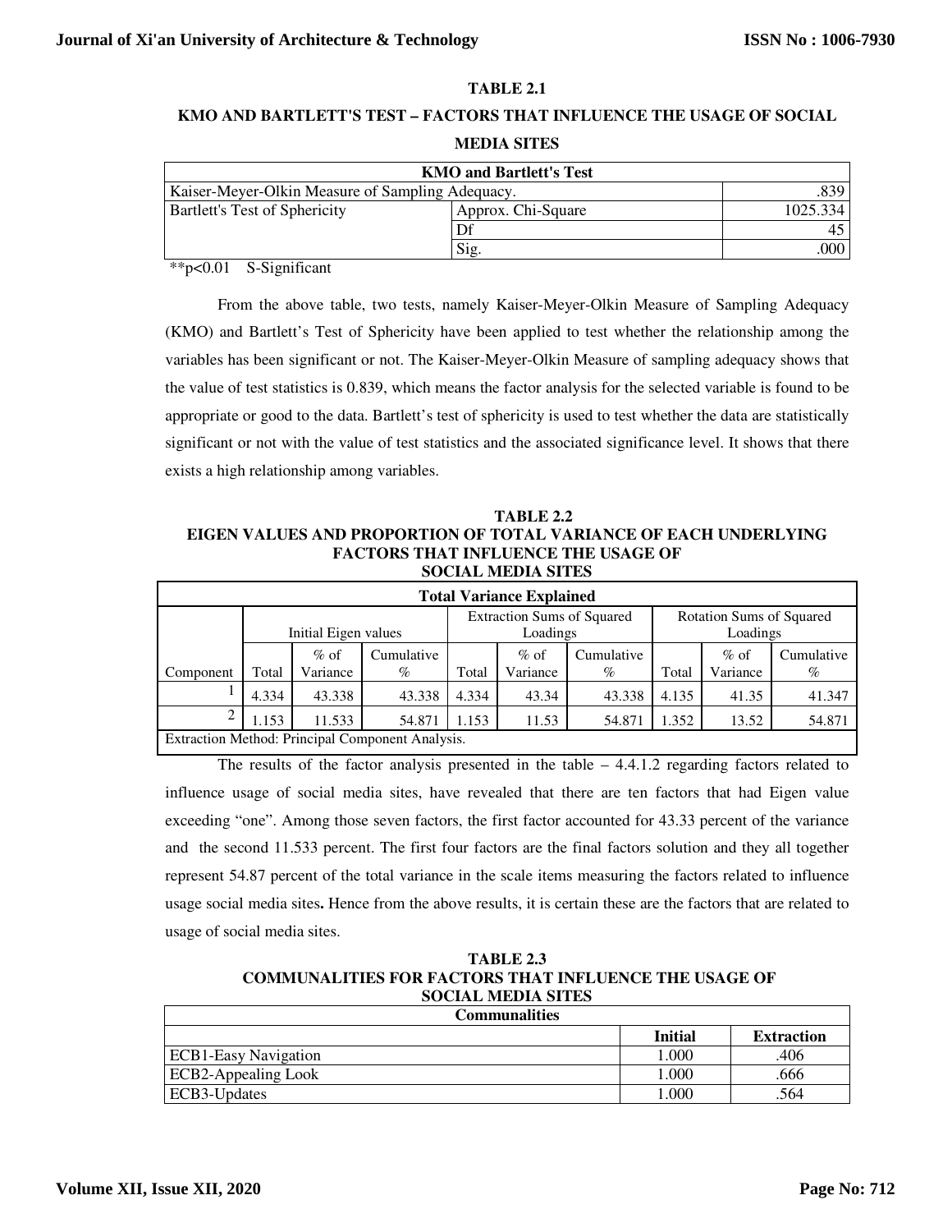**TABLE 2.1**

**KMO AND BARTLETT'S TEST – FACTORS THAT INFLUENCE THE USAGE OF SOCIAL MEDIA SITES**

| KMO and Bartlett's Test | | |
|---|---|---|
| Kaiser-Meyer-Olkin Measure of Sampling Adequacy. | | .839 |
| Bartlett's Test of Sphericity | Approx. Chi-Square | 1025.334 |
| | Df | 45 |
| | Sig. | .000 |

**p<0.01 S-Significant

From the above table, two tests, namely Kaiser-Meyer-Olkin Measure of Sampling Adequacy (KMO) and Bartlett's Test of Sphericity have been applied to test whether the relationship among the variables has been significant or not. The Kaiser-Meyer-Olkin Measure of sampling adequacy shows that the value of test statistics is 0.839, which means the factor analysis for the selected variable is found to be appropriate or good to the data. Bartlett's test of sphericity is used to test whether the data are statistically significant or not with the value of test statistics and the associated significance level. It shows that there exists a high relationship among variables.

**TABLE 2.2**
**EIGEN VALUES AND PROPORTION OF TOTAL VARIANCE OF EACH UNDERLYING FACTORS THAT INFLUENCE THE USAGE OF SOCIAL MEDIA SITES**

| Total Variance Explained | | | | | | | | | |
|---|---|---|---|---|---|---|---|---|---|
| | Initial Eigen values | | | Extraction Sums of Squared Loadings | | | Rotation Sums of Squared Loadings | | |
| Component | Total | % of Variance | Cumulative % | Total | % of Variance | Cumulative % | Total | % of Variance | Cumulative % |
| 1 | 4.334 | 43.338 | 43.338 | 4.334 | 43.34 | 43.338 | 4.135 | 41.35 | 41.347 |
| 2 | 1.153 | 11.533 | 54.871 | 1.153 | 11.53 | 54.871 | 1.352 | 13.52 | 54.871 |
| Extraction Method: Principal Component Analysis. | | | | | | | | | |

The results of the factor analysis presented in the table – 4.4.1.2 regarding factors related to influence usage of social media sites, have revealed that there are ten factors that had Eigen value exceeding "one". Among those seven factors, the first factor accounted for 43.33 percent of the variance and the second 11.533 percent. The first four factors are the final factors solution and they all together represent 54.87 percent of the total variance in the scale items measuring the factors related to influence usage social media sites**.** Hence from the above results, it is certain these are the factors that are related to usage of social media sites.

**TABLE 2.3**
**COMMUNALITIES FOR FACTORS THAT INFLUENCE THE USAGE OF SOCIAL MEDIA SITES**

| Communalities | | |
|---|---|---|
| | **Initial** | **Extraction** |
| ECB1-Easy Navigation | 1.000 | .406 |
| ECB2-Appealing Look | 1.000 | .666 |
| ECB3-Updates | 1.000 | .564 |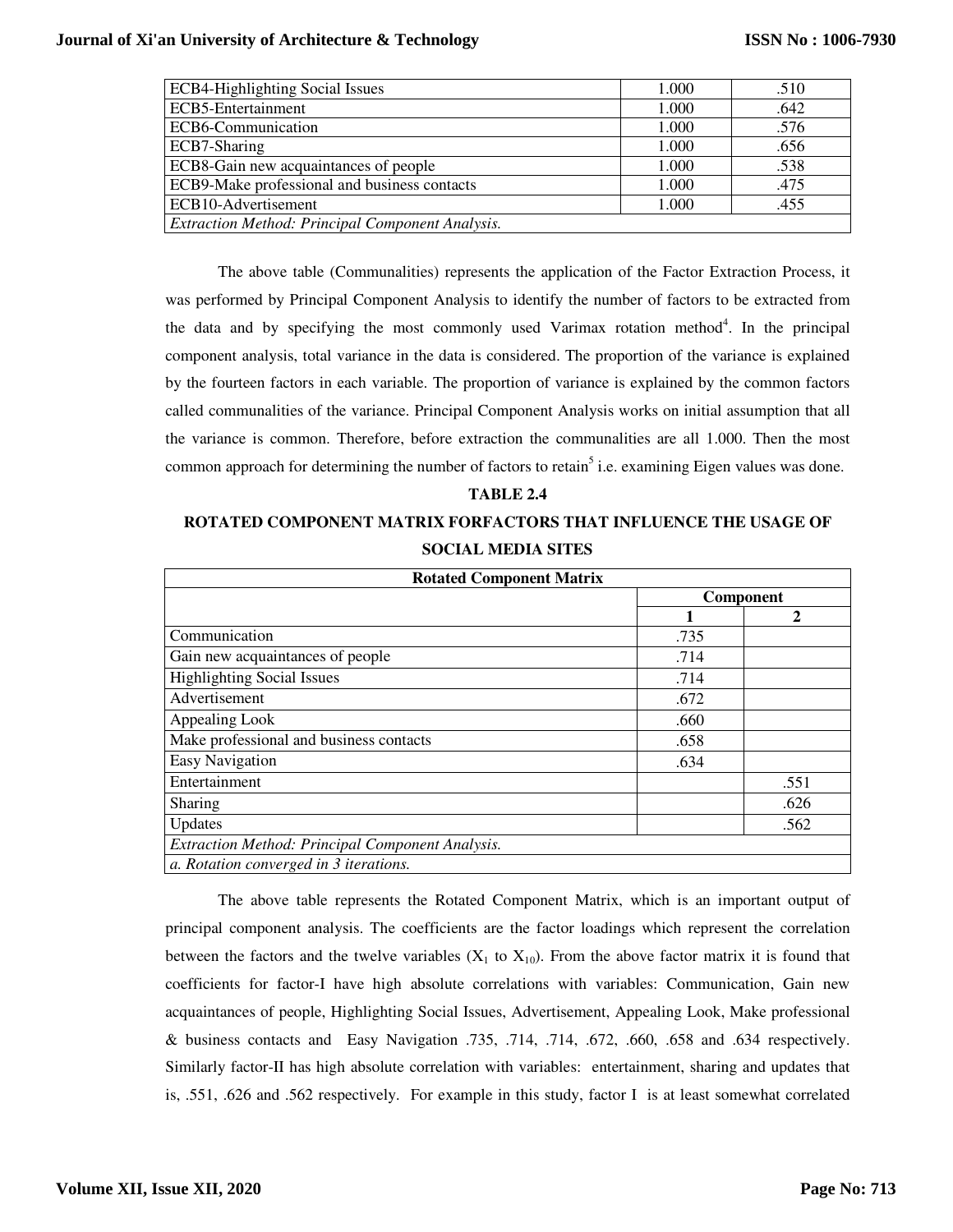| | | |
|---|---|---|
| ECB4-Highlighting Social Issues | 1.000 | .510 |
| ECB5-Entertainment | 1.000 | .642 |
| ECB6-Communication | 1.000 | .576 |
| ECB7-Sharing | 1.000 | .656 |
| ECB8-Gain new acquaintances of people | 1.000 | .538 |
| ECB9-Make professional and business contacts | 1.000 | .475 |
| ECB10-Advertisement | 1.000 | .455 |
| *Extraction Method: Principal Component Analysis.* | | |

The above table (Communalities) represents the application of the Factor Extraction Process, it was performed by Principal Component Analysis to identify the number of factors to be extracted from the data and by specifying the most commonly used Varimax rotation method[4]. In the principal component analysis, total variance in the data is considered. The proportion of the variance is explained by the fourteen factors in each variable. The proportion of variance is explained by the common factors called communalities of the variance. Principal Component Analysis works on initial assumption that all the variance is common. Therefore, before extraction the communalities are all 1.000. Then the most common approach for determining the number of factors to retain[5] i.e. examining Eigen values was done.

**TABLE 2.4**

**ROTATED COMPONENT MATRIX FORFACTORS THAT INFLUENCE THE USAGE OF SOCIAL MEDIA SITES**

| Rotated Component Matrix | | |
|---|---|---|
| | Component | |
| | 1 | 2 |
| Communication | .735 | |
| Gain new acquaintances of people | .714 | |
| Highlighting Social Issues | .714 | |
| Advertisement | .672 | |
| Appealing Look | .660 | |
| Make professional and business contacts | .658 | |
| Easy Navigation | .634 | |
| Entertainment | | .551 |
| Sharing | | .626 |
| Updates | | .562 |
| *Extraction Method: Principal Component Analysis.* | | |
| *a. Rotation converged in 3 iterations.* | | |

The above table represents the Rotated Component Matrix, which is an important output of principal component analysis. The coefficients are the factor loadings which represent the correlation between the factors and the twelve variables ($X_1$ to $X_{10}$). From the above factor matrix it is found that coefficients for factor-I have high absolute correlations with variables: Communication, Gain new acquaintances of people, Highlighting Social Issues, Advertisement, Appealing Look, Make professional & business contacts and Easy Navigation .735, .714, .714, .672, .660, .658 and .634 respectively. Similarly factor-II has high absolute correlation with variables: entertainment, sharing and updates that is, .551, .626 and .562 respectively. For example in this study, factor I is at least somewhat correlated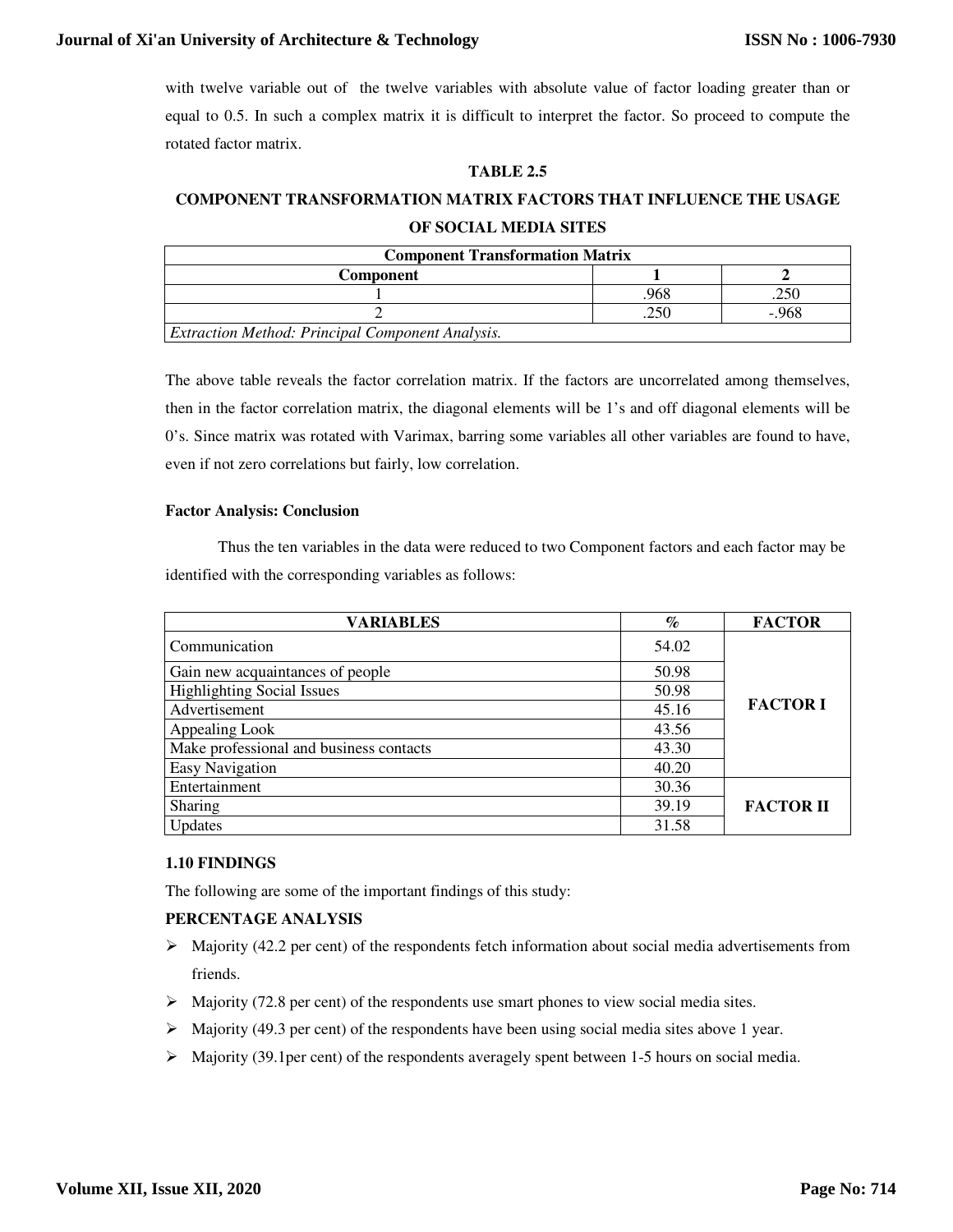with twelve variable out of the twelve variables with absolute value of factor loading greater than or equal to 0.5. In such a complex matrix it is difficult to interpret the factor. So proceed to compute the rotated factor matrix.

**TABLE 2.5**

**COMPONENT TRANSFORMATION MATRIX FACTORS THAT INFLUENCE THE USAGE OF SOCIAL MEDIA SITES**

| Component Transformation Matrix | | |
|---|---|---|
| **Component** | **1** | **2** |
| 1 | .968 | .250 |
| 2 | .250 | -.968 |
| *Extraction Method: Principal Component Analysis.* | | |

The above table reveals the factor correlation matrix. If the factors are uncorrelated among themselves, then in the factor correlation matrix, the diagonal elements will be 1's and off diagonal elements will be 0's. Since matrix was rotated with Varimax, barring some variables all other variables are found to have, even if not zero correlations but fairly, low correlation.

**Factor Analysis: Conclusion**

Thus the ten variables in the data were reduced to two Component factors and each factor may be identified with the corresponding variables as follows:

| VARIABLES | % | FACTOR |
|---|---|---|
| Communication | 54.02 | FACTOR I |
| Gain new acquaintances of people | 50.98 | |
| Highlighting Social Issues | 50.98 | |
| Advertisement | 45.16 | |
| Appealing Look | 43.56 | |
| Make professional and business contacts | 43.30 | |
| Easy Navigation | 40.20 | |
| Entertainment | 30.36 | FACTOR II |
| Sharing | 39.19 | |
| Updates | 31.58 | |

**1.10 FINDINGS**

The following are some of the important findings of this study:

**PERCENTAGE ANALYSIS**

- Majority (42.2 per cent) of the respondents fetch information about social media advertisements from friends.
- Majority (72.8 per cent) of the respondents use smart phones to view social media sites.
- Majority (49.3 per cent) of the respondents have been using social media sites above 1 year.
- Majority (39.1per cent) of the respondents averagely spent between 1-5 hours on social media.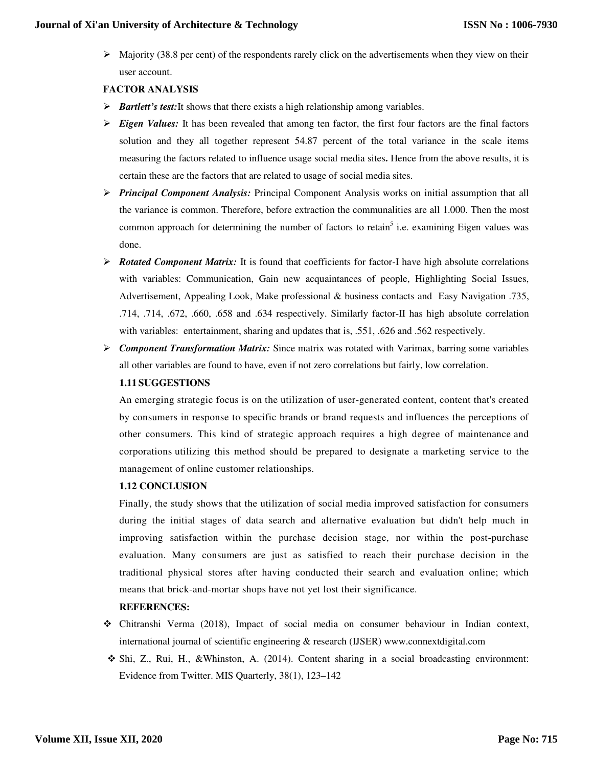- Majority (38.8 per cent) of the respondents rarely click on the advertisements when they view on their user account.

**FACTOR ANALYSIS**

- ***Bartlett's test:***It shows that there exists a high relationship among variables.
- ***Eigen Values:*** It has been revealed that among ten factor, the first four factors are the final factors solution and they all together represent 54.87 percent of the total variance in the scale items measuring the factors related to influence usage social media sites**.** Hence from the above results, it is certain these are the factors that are related to usage of social media sites.
- ***Principal Component Analysis:*** Principal Component Analysis works on initial assumption that all the variance is common. Therefore, before extraction the communalities are all 1.000. Then the most common approach for determining the number of factors to retain[5] i.e. examining Eigen values was done.
- ***Rotated Component Matrix:*** It is found that coefficients for factor-I have high absolute correlations with variables: Communication, Gain new acquaintances of people, Highlighting Social Issues, Advertisement, Appealing Look, Make professional & business contacts and Easy Navigation .735, .714, .714, .672, .660, .658 and .634 respectively. Similarly factor-II has high absolute correlation with variables: entertainment, sharing and updates that is, .551, .626 and .562 respectively.
- ***Component Transformation Matrix:*** Since matrix was rotated with Varimax, barring some variables all other variables are found to have, even if not zero correlations but fairly, low correlation.

### 1.11 SUGGESTIONS

An emerging strategic focus is on the utilization of user-generated content, content that's created by consumers in response to specific brands or brand requests and influences the perceptions of other consumers. This kind of strategic approach requires a high degree of maintenance and corporations utilizing this method should be prepared to designate a marketing service to the management of online customer relationships.

### 1.12 CONCLUSION

Finally, the study shows that the utilization of social media improved satisfaction for consumers during the initial stages of data search and alternative evaluation but didn't help much in improving satisfaction within the purchase decision stage, nor within the post-purchase evaluation. Many consumers are just as satisfied to reach their purchase decision in the traditional physical stores after having conducted their search and evaluation online; which means that brick-and-mortar shops have not yet lost their significance.

### REFERENCES:

- Chitranshi Verma (2018), Impact of social media on consumer behaviour in Indian context, international journal of scientific engineering & research (IJSER) www.connextdigital.com
- Shi, Z., Rui, H., &Whinston, A. (2014). Content sharing in a social broadcasting environment: Evidence from Twitter. MIS Quarterly, 38(1), 123–142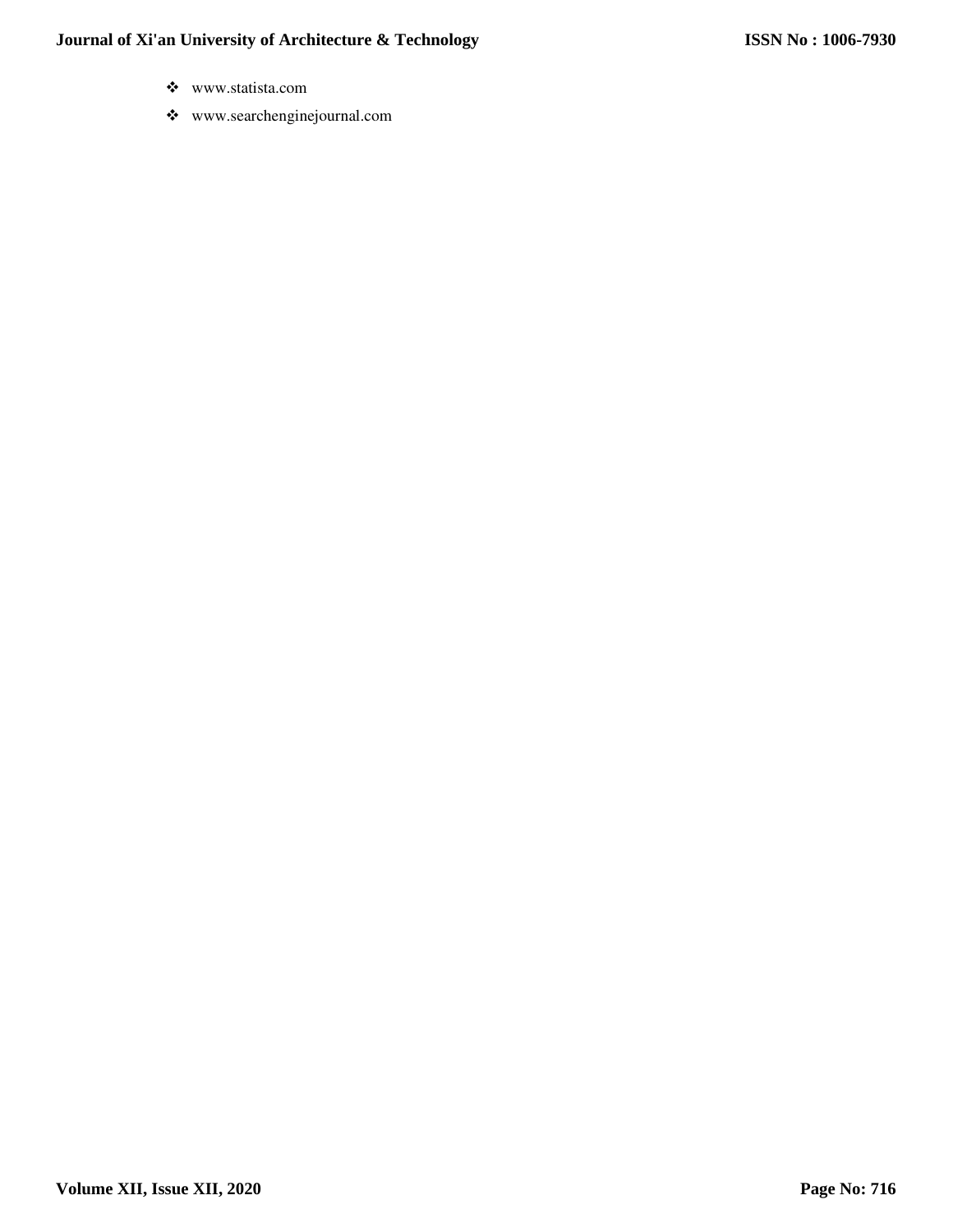- www.statista.com
- www.searchenginejournal.com